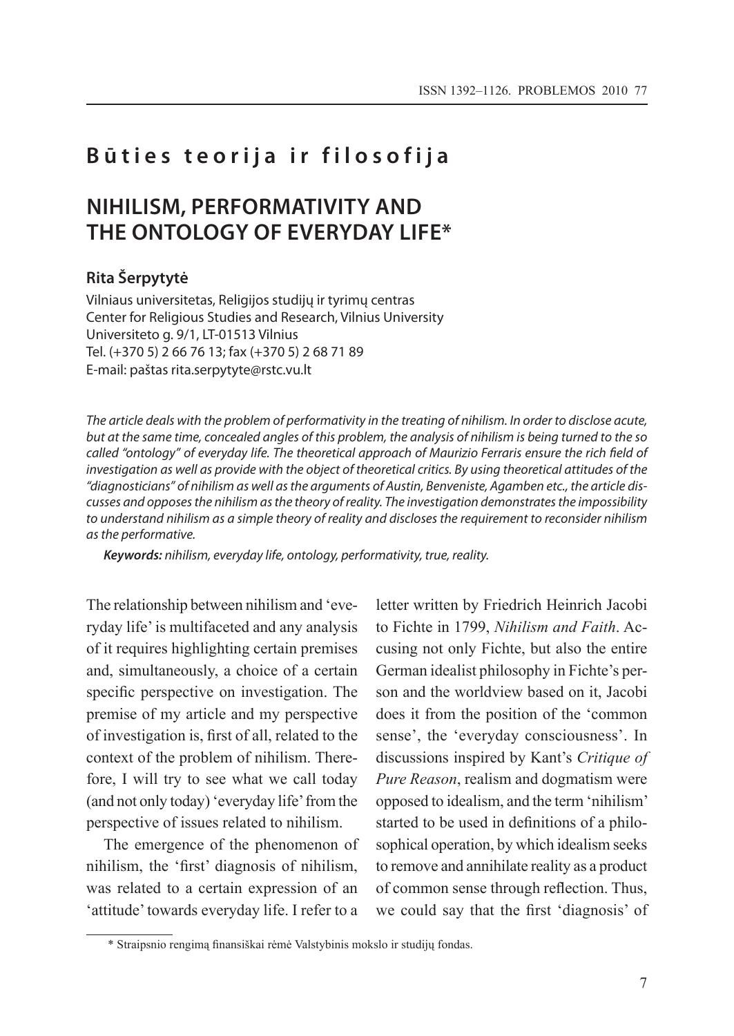**Būties teorija ir filosofija**

# NIHILISM, PERFORMATIVITY AND THE ONTOLOGY OF EVERYDAY LIFE*

**Rita Šerpytytė**

Vilniaus universitetas, Religijos studijų ir tyrimų centras
Center for Religious Studies and Research, Vilnius University
Universiteto g. 9/1, LT-01513 Vilnius
Tel. (+370 5) 2 66 76 13; fax (+370 5) 2 68 71 89
E-mail: paštas rita.serpytyte@rstc.vu.lt

*The article deals with the problem of performativity in the treating of nihilism. In order to disclose acute, but at the same time, concealed angles of this problem, the analysis of nihilism is being turned to the so called "ontology" of everyday life. The theoretical approach of Maurizio Ferraris ensure the rich field of investigation as well as provide with the object of theoretical critics. By using theoretical attitudes of the "diagnosticians" of nihilism as well as the arguments of Austin, Benveniste, Agamben etc., the article discusses and opposes the nihilism as the theory of reality. The investigation demonstrates the impossibility to understand nihilism as a simple theory of reality and discloses the requirement to reconsider nihilism as the performative.*

***Keywords:*** *nihilism, everyday life, ontology, performativity, true, reality.*

The relationship between nihilism and 'everyday life' is multifaceted and any analysis of it requires highlighting certain premises and, simultaneously, a choice of a certain specific perspective on investigation. The premise of my article and my perspective of investigation is, first of all, related to the context of the problem of nihilism. Therefore, I will try to see what we call today (and not only today) 'everyday life' from the perspective of issues related to nihilism.

The emergence of the phenomenon of nihilism, the 'first' diagnosis of nihilism, was related to a certain expression of an 'attitude' towards everyday life. I refer to a letter written by Friedrich Heinrich Jacobi to Fichte in 1799, *Nihilism and Faith*. Accusing not only Fichte, but also the entire German idealist philosophy in Fichte's person and the worldview based on it, Jacobi does it from the position of the 'common sense', the 'everyday consciousness'. In discussions inspired by Kant's *Critique of Pure Reason*, realism and dogmatism were opposed to idealism, and the term 'nihilism' started to be used in definitions of a philosophical operation, by which idealism seeks to remove and annihilate reality as a product of common sense through reflection. Thus, we could say that the first 'diagnosis' of

\* Straipsnio rengimą finansiškai rėmė Valstybinis mokslo ir studijų fondas.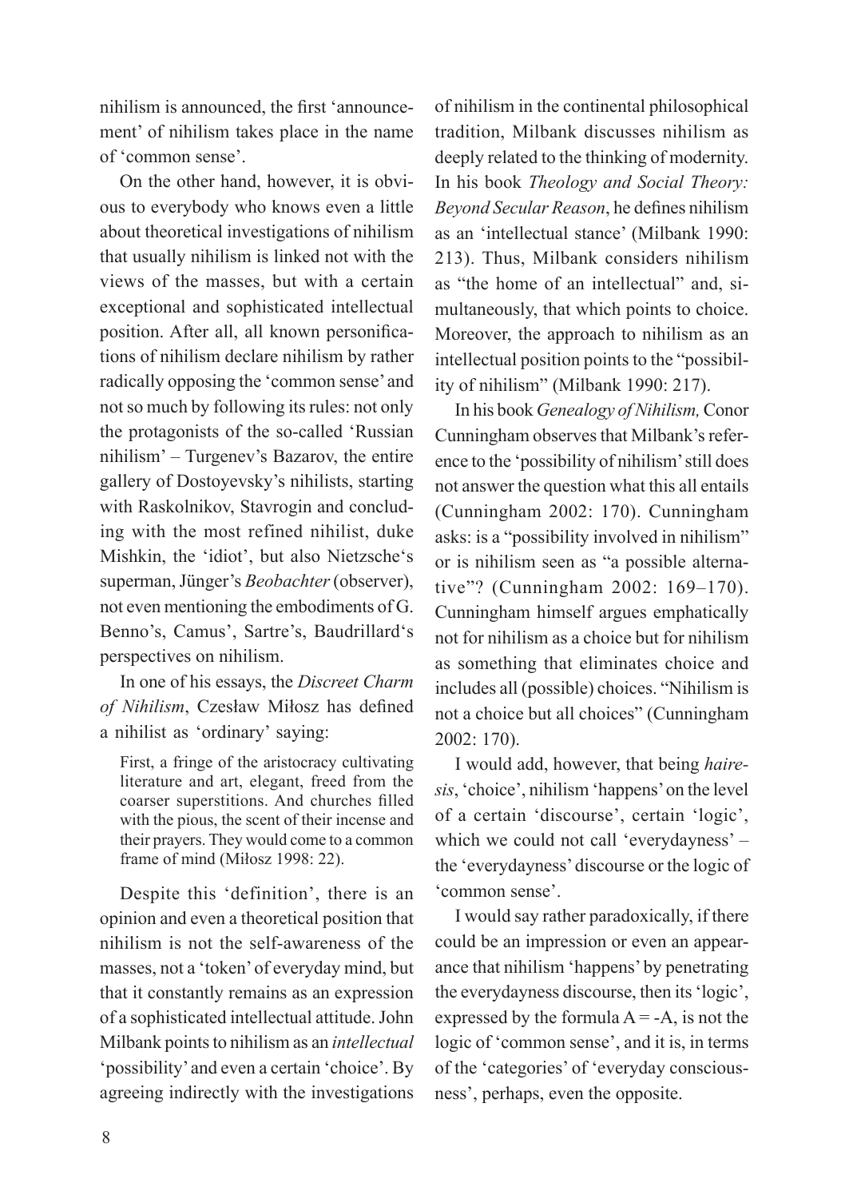nihilism is announced, the first 'announcement' of nihilism takes place in the name of 'common sense'.

On the other hand, however, it is obvious to everybody who knows even a little about theoretical investigations of nihilism that usually nihilism is linked not with the views of the masses, but with a certain exceptional and sophisticated intellectual position. After all, all known personifications of nihilism declare nihilism by rather radically opposing the 'common sense' and not so much by following its rules: not only the protagonists of the so-called 'Russian nihilism' – Turgenev's Bazarov, the entire gallery of Dostoyevsky's nihilists, starting with Raskolnikov, Stavrogin and concluding with the most refined nihilist, duke Mishkin, the 'idiot', but also Nietzsche's superman, Jünger's *Beobachter* (observer), not even mentioning the embodiments of G. Benno's, Camus', Sartre's, Baudrillard's perspectives on nihilism.

In one of his essays, the *Discreet Charm of Nihilism*, Czesław Miłosz has defined a nihilist as 'ordinary' saying:

> First, a fringe of the aristocracy cultivating literature and art, elegant, freed from the coarser superstitions. And churches filled with the pious, the scent of their incense and their prayers. They would come to a common frame of mind (Miłosz 1998: 22).

Despite this 'definition', there is an opinion and even a theoretical position that nihilism is not the self-awareness of the masses, not a 'token' of everyday mind, but that it constantly remains as an expression of a sophisticated intellectual attitude. John Milbank points to nihilism as an *intellectual* 'possibility' and even a certain 'choice'. By agreeing indirectly with the investigations of nihilism in the continental philosophical tradition, Milbank discusses nihilism as deeply related to the thinking of modernity. In his book *Theology and Social Theory: Beyond Secular Reason*, he defines nihilism as an 'intellectual stance' (Milbank 1990: 213). Thus, Milbank considers nihilism as "the home of an intellectual" and, simultaneously, that which points to choice. Moreover, the approach to nihilism as an intellectual position points to the "possibility of nihilism" (Milbank 1990: 217).

In his book *Genealogy of Nihilism,* Conor Cunningham observes that Milbank's reference to the 'possibility of nihilism' still does not answer the question what this all entails (Cunningham 2002: 170). Cunningham asks: is a "possibility involved in nihilism" or is nihilism seen as "a possible alternative"? (Cunningham 2002: 169–170). Cunningham himself argues emphatically not for nihilism as a choice but for nihilism as something that eliminates choice and includes all (possible) choices. "Nihilism is not a choice but all choices" (Cunningham 2002: 170).

I would add, however, that being *hairesis*, 'choice', nihilism 'happens' on the level of a certain 'discourse', certain 'logic', which we could not call 'everydayness' – the 'everydayness' discourse or the logic of 'common sense'.

I would say rather paradoxically, if there could be an impression or even an appearance that nihilism 'happens' by penetrating the everydayness discourse, then its 'logic', expressed by the formula $A = -A$, is not the logic of 'common sense', and it is, in terms of the 'categories' of 'everyday consciousness', perhaps, even the opposite.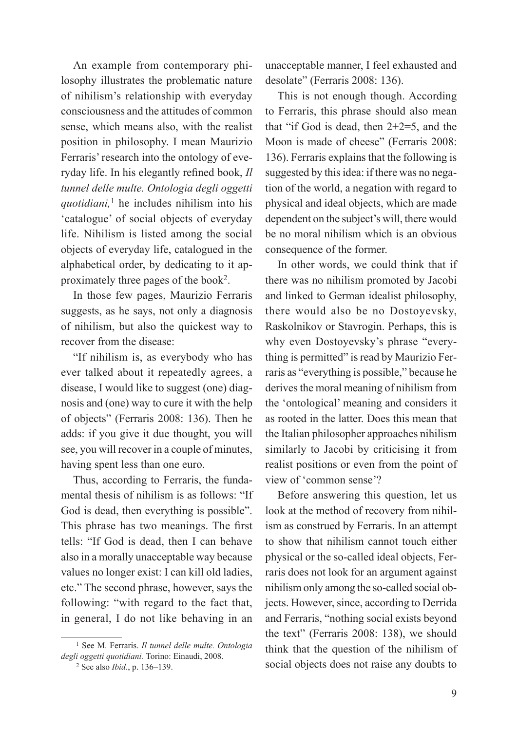An example from contemporary philosophy illustrates the problematic nature of nihilism's relationship with everyday consciousness and the attitudes of common sense, which means also, with the realist position in philosophy. I mean Maurizio Ferraris' research into the ontology of everyday life. In his elegantly refined book, *Il tunnel delle multe. Ontologia degli oggetti quotidiani,*[1] he includes nihilism into his 'catalogue' of social objects of everyday life. Nihilism is listed among the social objects of everyday life, catalogued in the alphabetical order, by dedicating to it approximately three pages of the book[2].

In those few pages, Maurizio Ferraris suggests, as he says, not only a diagnosis of nihilism, but also the quickest way to recover from the disease:

"If nihilism is, as everybody who has ever talked about it repeatedly agrees, a disease, I would like to suggest (one) diagnosis and (one) way to cure it with the help of objects" (Ferraris 2008: 136). Then he adds: if you give it due thought, you will see, you will recover in a couple of minutes, having spent less than one euro.

Thus, according to Ferraris, the fundamental thesis of nihilism is as follows: "If God is dead, then everything is possible". This phrase has two meanings. The first tells: "If God is dead, then I can behave also in a morally unacceptable way because values no longer exist: I can kill old ladies, etc." The second phrase, however, says the following: "with regard to the fact that, in general, I do not like behaving in an unacceptable manner, I feel exhausted and desolate" (Ferraris 2008: 136).

This is not enough though. According to Ferraris, this phrase should also mean that "if God is dead, then 2+2=5, and the Moon is made of cheese" (Ferraris 2008: 136). Ferraris explains that the following is suggested by this idea: if there was no negation of the world, a negation with regard to physical and ideal objects, which are made dependent on the subject's will, there would be no moral nihilism which is an obvious consequence of the former.

In other words, we could think that if there was no nihilism promoted by Jacobi and linked to German idealist philosophy, there would also be no Dostoyevsky, Raskolnikov or Stavrogin. Perhaps, this is why even Dostoyevsky's phrase "everything is permitted" is read by Maurizio Ferraris as "everything is possible," because he derives the moral meaning of nihilism from the 'ontological' meaning and considers it as rooted in the latter. Does this mean that the Italian philosopher approaches nihilism similarly to Jacobi by criticising it from realist positions or even from the point of view of 'common sense'?

Before answering this question, let us look at the method of recovery from nihilism as construed by Ferraris. In an attempt to show that nihilism cannot touch either physical or the so-called ideal objects, Ferraris does not look for an argument against nihilism only among the so-called social objects. However, since, according to Derrida and Ferraris, "nothing social exists beyond the text" (Ferraris 2008: 138), we should think that the question of the nihilism of social objects does not raise any doubts to

---

[1] See M. Ferraris. *Il tunnel delle multe. Ontologia degli oggetti quotidiani.* Torino: Einaudi, 2008.

[2] See also *Ibid.*, p. 136–139.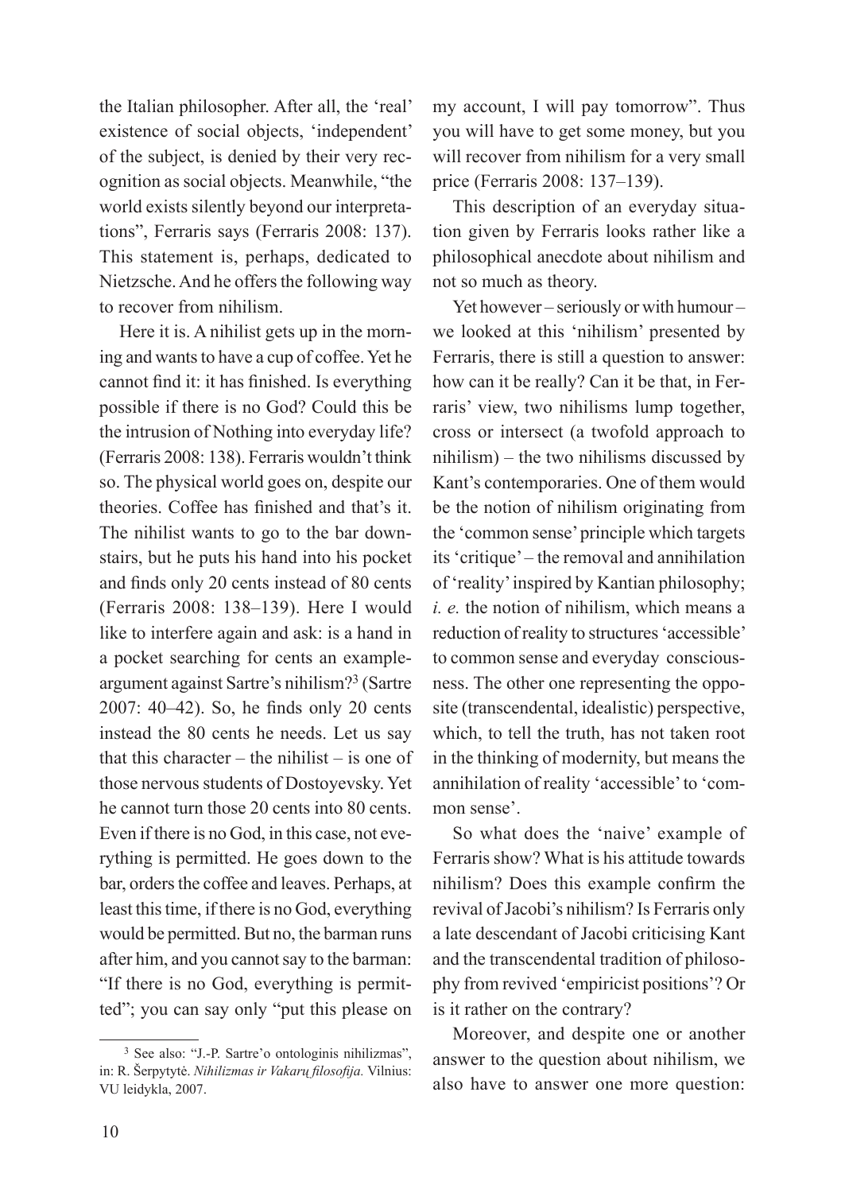the Italian philosopher. After all, the 'real' existence of social objects, 'independent' of the subject, is denied by their very recognition as social objects. Meanwhile, "the world exists silently beyond our interpretations", Ferraris says (Ferraris 2008: 137). This statement is, perhaps, dedicated to Nietzsche. And he offers the following way to recover from nihilism.

Here it is. A nihilist gets up in the morning and wants to have a cup of coffee. Yet he cannot find it: it has finished. Is everything possible if there is no God? Could this be the intrusion of Nothing into everyday life? (Ferraris 2008: 138). Ferraris wouldn't think so. The physical world goes on, despite our theories. Coffee has finished and that's it. The nihilist wants to go to the bar downstairs, but he puts his hand into his pocket and finds only 20 cents instead of 80 cents (Ferraris 2008: 138–139). Here I would like to interfere again and ask: is a hand in a pocket searching for cents an example-argument against Sartre's nihilism?[3] (Sartre 2007: 40–42). So, he finds only 20 cents instead the 80 cents he needs. Let us say that this character – the nihilist – is one of those nervous students of Dostoyevsky. Yet he cannot turn those 20 cents into 80 cents. Even if there is no God, in this case, not everything is permitted. He goes down to the bar, orders the coffee and leaves. Perhaps, at least this time, if there is no God, everything would be permitted. But no, the barman runs after him, and you cannot say to the barman: "If there is no God, everything is permitted"; you can say only "put this please on my account, I will pay tomorrow". Thus you will have to get some money, but you will recover from nihilism for a very small price (Ferraris 2008: 137–139).

This description of an everyday situation given by Ferraris looks rather like a philosophical anecdote about nihilism and not so much as theory.

Yet however – seriously or with humour – we looked at this 'nihilism' presented by Ferraris, there is still a question to answer: how can it be really? Can it be that, in Ferraris' view, two nihilisms lump together, cross or intersect (a twofold approach to nihilism) – the two nihilisms discussed by Kant's contemporaries. One of them would be the notion of nihilism originating from the 'common sense' principle which targets its 'critique' – the removal and annihilation of 'reality' inspired by Kantian philosophy; *i. e.* the notion of nihilism, which means a reduction of reality to structures 'accessible' to common sense and everyday consciousness. The other one representing the opposite (transcendental, idealistic) perspective, which, to tell the truth, has not taken root in the thinking of modernity, but means the annihilation of reality 'accessible' to 'common sense'.

So what does the 'naive' example of Ferraris show? What is his attitude towards nihilism? Does this example confirm the revival of Jacobi's nihilism? Is Ferraris only a late descendant of Jacobi criticising Kant and the transcendental tradition of philosophy from revived 'empiricist positions'? Or is it rather on the contrary?

Moreover, and despite one or another answer to the question about nihilism, we also have to answer one more question:

[3] See also: "J.-P. Sartre'o ontologinis nihilizmas", in: R. Šerpytytė. *Nihilizmas ir Vakarų filosofija.* Vilnius: VU leidykla, 2007.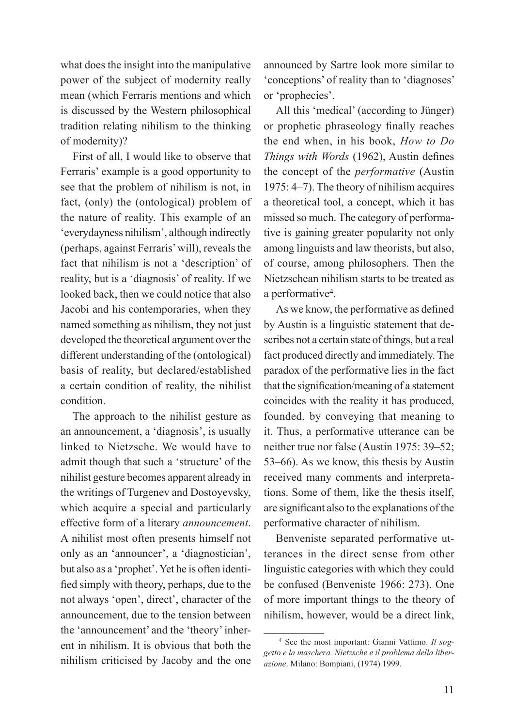what does the insight into the manipulative power of the subject of modernity really mean (which Ferraris mentions and which is discussed by the Western philosophical tradition relating nihilism to the thinking of modernity)?

First of all, I would like to observe that Ferraris' example is a good opportunity to see that the problem of nihilism is not, in fact, (only) the (ontological) problem of the nature of reality. This example of an 'everydayness nihilism', although indirectly (perhaps, against Ferraris' will), reveals the fact that nihilism is not a 'description' of reality, but is a 'diagnosis' of reality. If we looked back, then we could notice that also Jacobi and his contemporaries, when they named something as nihilism, they not just developed the theoretical argument over the different understanding of the (ontological) basis of reality, but declared/established a certain condition of reality, the nihilist condition.

The approach to the nihilist gesture as an announcement, a 'diagnosis', is usually linked to Nietzsche. We would have to admit though that such a 'structure' of the nihilist gesture becomes apparent already in the writings of Turgenev and Dostoyevsky, which acquire a special and particularly effective form of a literary *announcement*. A nihilist most often presents himself not only as an 'announcer', a 'diagnostician', but also as a 'prophet'. Yet he is often identified simply with theory, perhaps, due to the not always 'open', direct', character of the announcement, due to the tension between the 'announcement' and the 'theory' inherent in nihilism. It is obvious that both the nihilism criticised by Jacoby and the one announced by Sartre look more similar to 'conceptions' of reality than to 'diagnoses' or 'prophecies'.

All this 'medical' (according to Jünger) or prophetic phraseology finally reaches the end when, in his book, *How to Do Things with Words* (1962), Austin defines the concept of the *performative* (Austin 1975: 4–7). The theory of nihilism acquires a theoretical tool, a concept, which it has missed so much. The category of performative is gaining greater popularity not only among linguists and law theorists, but also, of course, among philosophers. Then the Nietzschean nihilism starts to be treated as a performative[4].

As we know, the performative as defined by Austin is a linguistic statement that describes not a certain state of things, but a real fact produced directly and immediately. The paradox of the performative lies in the fact that the signification/meaning of a statement coincides with the reality it has produced, founded, by conveying that meaning to it. Thus, a performative utterance can be neither true nor false (Austin 1975: 39–52; 53–66). As we know, this thesis by Austin received many comments and interpretations. Some of them, like the thesis itself, are significant also to the explanations of the performative character of nihilism.

Benveniste separated performative utterances in the direct sense from other linguistic categories with which they could be confused (Benveniste 1966: 273). One of more important things to the theory of nihilism, however, would be a direct link,

[4] See the most important: Gianni Vattimo. *Il soggetto e la maschera. Nietzsche e il problema della liberazione*. Milano: Bompiani, (1974) 1999.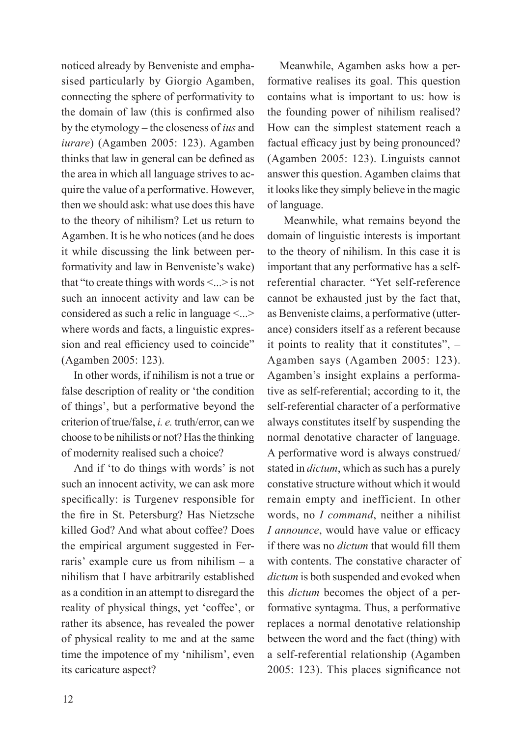noticed already by Benveniste and emphasised particularly by Giorgio Agamben, connecting the sphere of performativity to the domain of law (this is confirmed also by the etymology – the closeness of *ius* and *iurare*) (Agamben 2005: 123). Agamben thinks that law in general can be defined as the area in which all language strives to acquire the value of a performative. However, then we should ask: what use does this have to the theory of nihilism? Let us return to Agamben. It is he who notices (and he does it while discussing the link between performativity and law in Benveniste's wake) that "to create things with words <...> is not such an innocent activity and law can be considered as such a relic in language <...> where words and facts, a linguistic expression and real efficiency used to coincide" (Agamben 2005: 123).

In other words, if nihilism is not a true or false description of reality or 'the condition of things', but a performative beyond the criterion of true/false, *i. e.* truth/error, can we choose to be nihilists or not? Has the thinking of modernity realised such a choice?

And if 'to do things with words' is not such an innocent activity, we can ask more specifically: is Turgenev responsible for the fire in St. Petersburg? Has Nietzsche killed God? And what about coffee? Does the empirical argument suggested in Ferraris' example cure us from nihilism – a nihilism that I have arbitrarily established as a condition in an attempt to disregard the reality of physical things, yet 'coffee', or rather its absence, has revealed the power of physical reality to me and at the same time the impotence of my 'nihilism', even its caricature aspect?

Meanwhile, Agamben asks how a performative realises its goal. This question contains what is important to us: how is the founding power of nihilism realised? How can the simplest statement reach a factual efficacy just by being pronounced? (Agamben 2005: 123). Linguists cannot answer this question. Agamben claims that it looks like they simply believe in the magic of language.

Meanwhile, what remains beyond the domain of linguistic interests is important to the theory of nihilism. In this case it is important that any performative has a self-referential character. "Yet self-reference cannot be exhausted just by the fact that, as Benveniste claims, a performative (utterance) considers itself as a referent because it points to reality that it constitutes", – Agamben says (Agamben 2005: 123). Agamben's insight explains a performative as self-referential; according to it, the self-referential character of a performative always constitutes itself by suspending the normal denotative character of language. A performative word is always construed/stated in *dictum*, which as such has a purely constative structure without which it would remain empty and inefficient. In other words, no *I command*, neither a nihilist *I announce*, would have value or efficacy if there was no *dictum* that would fill them with contents. The constative character of *dictum* is both suspended and evoked when this *dictum* becomes the object of a performative syntagma. Thus, a performative replaces a normal denotative relationship between the word and the fact (thing) with a self-referential relationship (Agamben 2005: 123). This places significance not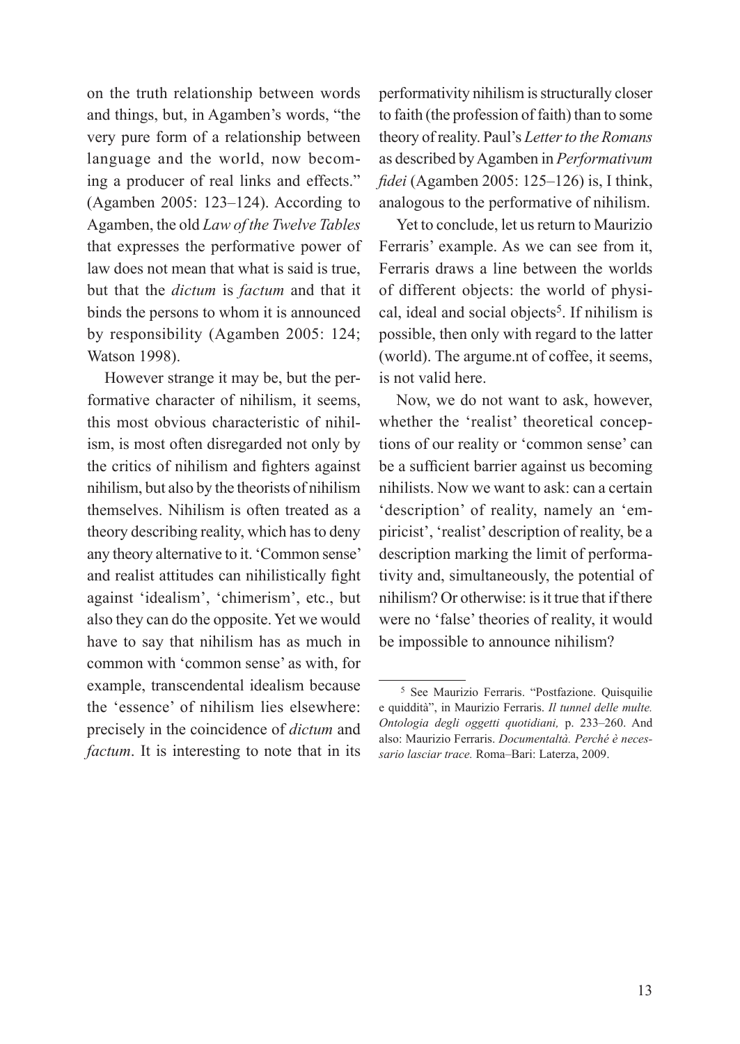on the truth relationship between words and things, but, in Agamben's words, "the very pure form of a relationship between language and the world, now becoming a producer of real links and effects." (Agamben 2005: 123–124). According to Agamben, the old *Law of the Twelve Tables* that expresses the performative power of law does not mean that what is said is true, but that the *dictum* is *factum* and that it binds the persons to whom it is announced by responsibility (Agamben 2005: 124; Watson 1998).

However strange it may be, but the performative character of nihilism, it seems, this most obvious characteristic of nihilism, is most often disregarded not only by the critics of nihilism and fighters against nihilism, but also by the theorists of nihilism themselves. Nihilism is often treated as a theory describing reality, which has to deny any theory alternative to it. 'Common sense' and realist attitudes can nihilistically fight against 'idealism', 'chimerism', etc., but also they can do the opposite. Yet we would have to say that nihilism has as much in common with 'common sense' as with, for example, transcendental idealism because the 'essence' of nihilism lies elsewhere: precisely in the coincidence of *dictum* and *factum*. It is interesting to note that in its performativity nihilism is structurally closer to faith (the profession of faith) than to some theory of reality. Paul's *Letter to the Romans* as described by Agamben in *Performativum fidei* (Agamben 2005: 125–126) is, I think, analogous to the performative of nihilism.

Yet to conclude, let us return to Maurizio Ferraris' example. As we can see from it, Ferraris draws a line between the worlds of different objects: the world of physical, ideal and social objects[5]. If nihilism is possible, then only with regard to the latter (world). The argume.nt of coffee, it seems, is not valid here.

Now, we do not want to ask, however, whether the 'realist' theoretical conceptions of our reality or 'common sense' can be a sufficient barrier against us becoming nihilists. Now we want to ask: can a certain 'description' of reality, namely an 'empiricist', 'realist' description of reality, be a description marking the limit of performativity and, simultaneously, the potential of nihilism? Or otherwise: is it true that if there were no 'false' theories of reality, it would be impossible to announce nihilism?

---

[5] See Maurizio Ferraris. "Postfazione. Quisquilie e quiddità", in Maurizio Ferraris. *Il tunnel delle multe. Ontologia degli oggetti quotidiani,* p. 233–260. And also: Maurizio Ferraris. *Documentaltà. Perché è necessario lasciar trace.* Roma–Bari: Laterza, 2009.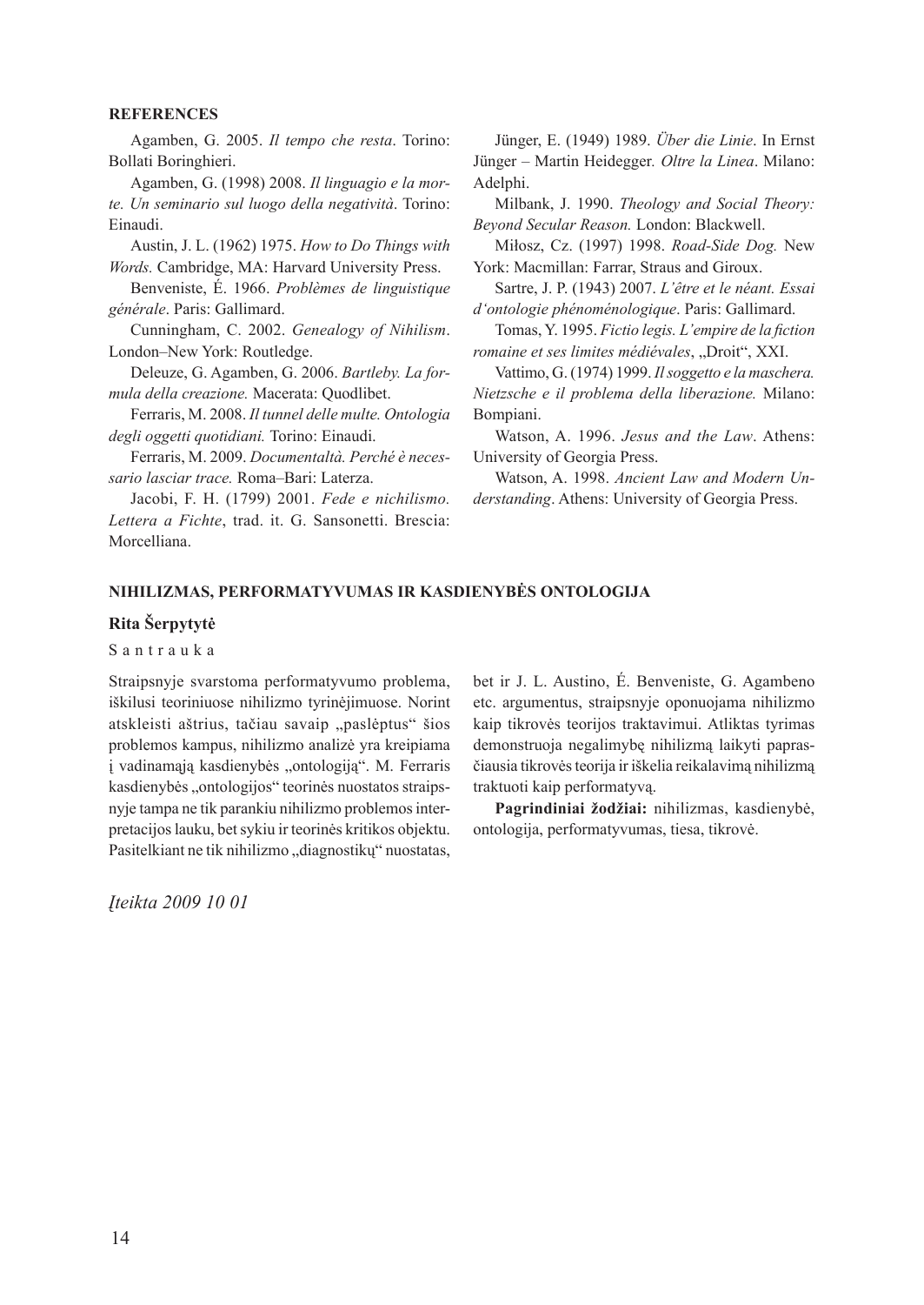**REFERENCES**

Agamben, G. 2005. *Il tempo che resta*. Torino: Bollati Boringhieri.

Agamben, G. (1998) 2008. *Il linguagio e la morte. Un seminario sul luogo della negatività*. Torino: Einaudi.

Austin, J. L. (1962) 1975. *How to Do Things with Words.* Cambridge, MA: Harvard University Press.

Benveniste, É. 1966. *Problèmes de linguistique générale*. Paris: Gallimard.

Cunningham, C. 2002. *Genealogy of Nihilism*. London–New York: Routledge.

Deleuze, G. Agamben, G. 2006. *Bartleby. La formula della creazione.* Macerata: Quodlibet.

Ferraris, M. 2008. *Il tunnel delle multe. Ontologia degli oggetti quotidiani.* Torino: Einaudi.

Ferraris, M. 2009. *Documentaltà. Perché è necessario lasciar trace.* Roma–Bari: Laterza.

Jacobi, F. H. (1799) 2001. *Fede e nichilismo. Lettera a Fichte*, trad. it. G. Sansonetti. Brescia: Morcelliana.

Jünger, E. (1949) 1989. *Über die Linie*. In Ernst Jünger – Martin Heidegger*. Oltre la Linea*. Milano: Adelphi.

Milbank, J. 1990. *Theology and Social Theory: Beyond Secular Reason.* London: Blackwell.

Miłosz, Cz. (1997) 1998. *Road-Side Dog.* New York: Macmillan: Farrar, Straus and Giroux.

Sartre, J. P. (1943) 2007. *L'être et le néant. Essai d'ontologie phénoménologique*. Paris: Gallimard.

Tomas, Y. 1995. *Fictio legis. L'empire de la fiction romaine et ses limites médiévales*, „Droit", XXI.

Vattimo, G. (1974) 1999. *Il soggetto e la maschera. Nietzsche e il problema della liberazione.* Milano: Bompiani.

Watson, A. 1996. *Jesus and the Law*. Athens: University of Georgia Press.

Watson, A. 1998. *Ancient Law and Modern Understanding*. Athens: University of Georgia Press.

## NIHILIZMAS, PERFORMATYVUMAS IR KASDIENYBĖS ONTOLOGIJA

**Rita Šerpytytė**

S a n t r a u k a

Straipsnyje svarstoma performatyvumo problema, iškilusi teoriniuose nihilizmo tyrinėjimuose. Norint atskleisti aštrius, tačiau savaip „paslėptus" šios problemos kampus, nihilizmo analizė yra kreipiama į vadinamąją kasdienybės „ontologiją". M. Ferraris kasdienybės „ontologijos" teorinės nuostatos straipsnyje tampa ne tik parankiu nihilizmo problemos interpretacijos lauku, bet sykiu ir teorinės kritikos objektu. Pasitelkiant ne tik nihilizmo „diagnostikų" nuostatas, bet ir J. L. Austino, É. Benveniste, G. Agambeno etc. argumentus, straipsnyje oponuojama nihilizmo kaip tikrovės teorijos traktavimui. Atliktas tyrimas demonstruoja negalimybę nihilizmą laikyti paprasčiausia tikrovės teorija ir iškelia reikalavimą nihilizmą traktuoti kaip performatyvą.

**Pagrindiniai žodžiai:** nihilizmas, kasdienybė, ontologija, performatyvumas, tiesa, tikrovė.

*Įteikta 2009 10 01*